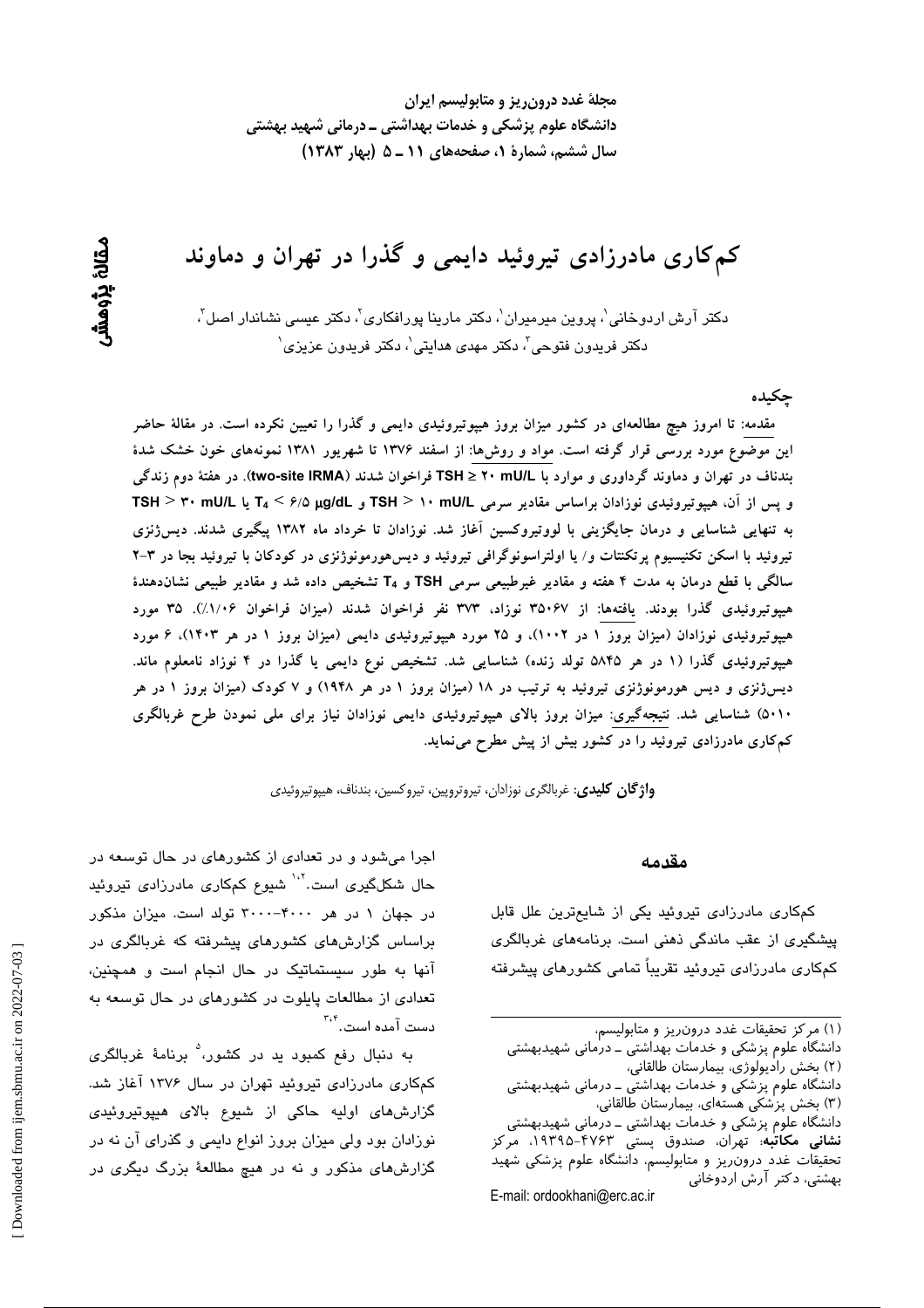# کم‌کاری مادرزادی تیروئید دایمی و گذرا در تهران و دماوند

مقالهٔ پژوهشی

دکتر آرش اردوخانی[۱]، پروین میرمیران[۱]، دکتر مارینا پورافکاری[۲]، دکتر عیسی نشاندار اصل[۳]، دکتر فریدون فتوحی[۳]، دکتر مهدی هدایتی[۱]، دکتر فریدون عزیزی[۱]

## چکیده

**مقدمه:** تا امروز هیچ مطالعه‌ای در کشور میزان بروز هیپوتیروئیدی دایمی و گذرا را تعیین نکرده است. در مقالهٔ حاضر این موضوع مورد بررسی قرار گرفته است. **مواد و روش‌ها:** از اسفند ۱۳۷۶ تا شهریور ۱۳۸۱ نمونه‌های خون خشک شدهٔ بندناف در تهران و دماوند گردآوری و موارد با TSH ≥ ۲۰ mU/L فراخوان شدند (two-site IRMA). در هفتهٔ دوم زندگی و پس از آن، هیپوتیروئیدی نوزادان براساس مقادیر سرمی TSH > ۱۰ mU/L و $T_4$ < ۶/۵ µg/dL یا TSH > ۳۰ mU/L به تنهایی شناسایی و درمان جایگزینی با لووتیروکسین آغاز شد. نوزادان تا خرداد ماه ۱۳۸۲ پیگیری شدند. دیس‌ژنزی تیروئید با اسکن تکنیسیوم پرتکنتات و/ یا اولتراسونوگرافی تیروئید و دیس‌هورمونوژنزی در کودکان با تیروئید بجا در ۳-۲ سالگی با قطع درمان به مدت ۴ هفته و مقادیر غیرطبیعی سرمی TSH و $T_4$ تشخیص داده شد و مقادیر طبیعی نشان‌دهندهٔ هیپوتیروئیدی گذرا بودند. **یافته‌ها:** از ۳۵۰۶۷ نوزاد، ۳۷۳ نفر فراخوان شدند (میزان فراخوان ۱/۰۶٪). ۳۵ مورد هیپوتیروئیدی نوزادان (میزان بروز ۱ در ۱۰۰۲)، و ۲۵ مورد هیپوتیروئیدی دایمی (میزان بروز ۱ در هر ۱۴۰۳)، ۶ مورد هیپوتیروئیدی گذرا (۱ در هر ۵۸۴۵ تولد زنده) شناسایی شد. تشخیص نوع دایمی یا گذرا در ۴ نوزاد نامعلوم ماند. دیس‌ژنزی و دیس هورمونوژنزی تیروئید به ترتیب در ۱۸ (میزان بروز ۱ در هر ۱۹۴۸) و ۷ کودک (میزان بروز ۱ در هر ۵۰۱۰) شناسایی شد. **نتیجه‌گیری:** میزان بروز بالای هیپوتیروئیدی دایمی نوزادان نیاز برای ملی نمودن طرح غربالگری کم‌کاری مادرزادی تیروئید را در کشور بیش از پیش مطرح می‌نماید.

**واژگان کلیدی:** غربالگری نوزادان، تیروتروپین، تیروکسین، بندناف، هیپوتیروئیدی

## مقدمه

کم‌کاری مادرزادی تیروئید یکی از شایع‌ترین علل قابل پیشگیری از عقب ماندگی ذهنی است. برنامه‌های غربالگری کم‌کاری مادرزادی تیروئید تقریباً تمامی کشورهای پیشرفته اجرا می‌شود و در تعدادی از کشورهای در حال توسعه در حال شکل‌گیری است.[۱،۲] شیوع کم‌کاری مادرزادی تیروئید در جهان ۱ در هر ۴۰۰۰-۳۰۰۰ تولد است. میزان مذکور براساس گزارش‌های کشورهای پیشرفته که غربالگری در آنها به طور سیستماتیک در حال انجام است و همچنین، تعدادی از مطالعات پایلوت در کشورهای در حال توسعه به دست آمده است.[۳،۴]

به دنبال رفع کمبود ید در کشور،[۵] برنامهٔ غربالگری کم‌کاری مادرزادی تیروئید تهران در سال ۱۳۷۶ آغاز شد. گزارش‌های اولیه حاکی از شیوع بالای هیپوتیروئیدی نوزادان بود ولی میزان بروز انواع دایمی و گذرای آن نه در گزارش‌های مذکور و نه در هیچ مطالعهٔ بزرگ دیگری در

---

(۱) مرکز تحقیقات غدد درون‌ریز و متابولیسم، دانشگاه علوم پزشکی و خدمات بهداشتی ـ درمانی شهیدبهشتی
(۲) بخش رادیولوژی، بیمارستان طالقانی، دانشگاه علوم پزشکی و خدمات بهداشتی ـ درمانی شهیدبهشتی
(۳) بخش پزشکی هسته‌ای، بیمارستان طالقانی، دانشگاه علوم پزشکی و خدمات بهداشتی ـ درمانی شهیدبهشتی

**نشانی مکاتبه:** تهران، صندوق پستی ۴۷۶۳-۱۹۳۹۵، مرکز تحقیقات غدد درون‌ریز و متابولیسم، دانشگاه علوم پزشکی شهید بهشتی، دکتر آرش اردوخانی

E-mail: ordookhani@erc.ac.ir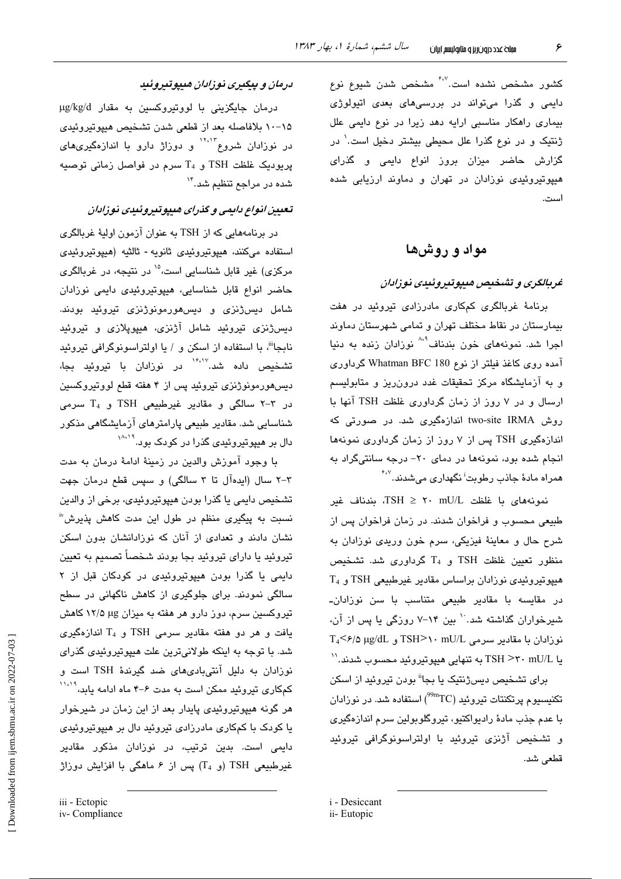کشور مشخص نشده است.[۶،۷] مشخص شدن شیوع نوع دایمی و گذرا می‌تواند در بررسی‌های بعدی اتیولوژی بیماری راهکار مناسبی ارایه دهد زیرا در نوع دایمی علل ژنتیک و در نوع گذرا علل محیطی بیشتر دخیل است.[۱] در گزارش حاضر میزان بروز انواع دایمی و گذرای هیپوتیروئیدی نوزادان در تهران و دماوند ارزیابی شده است.

## مواد و روش‌ها

### غربالگری و تشخیص هیپوتیروئیدی نوزادان

برنامهٔ غربالگری کمکاری مادرزادی تیروئید در هفت بیمارستان در نقاط مختلف تهران و تمامی شهرستان دماوند اجرا شد. نمونه‌های خون بندناف[۸،۹] نوزادان زنده به دنیا آمده روی کاغذ فیلتر از نوع Whatman BFC 180 گردآوری و به آزمایشگاه مرکز تحقیقات غدد درون‌ریز و متابولیسم ارسال و در ۷ روز از زمان گردآوری غلظت TSH آنها با روش two-site IRMA اندازه‌گیری شد. در صورتی که اندازه‌گیری TSH پس از ۷ روز از زمان گردآوری نمونه‌ها انجام شده بود، نمونه‌ها در دمای ۲۰- درجه سانتی‌گراد به همراه مادهٔ جاذب رطوبت[i] نگهداری می‌شدند.[۶،۷]

نمونه‌های با غلظت TSH ≥ ۲۰ mU/L، بندناف غیر طبیعی محسوب و فراخوان شدند. در زمان فراخوان پس از شرح حال و معاینهٔ فیزیکی، سرم خون وریدی نوزادان به منظور تعیین غلظت TSH و $T_4$ گردآوری شد. تشخیص هیپوتیروئیدی نوزادان براساس مقادیر غیرطبیعی TSH و $T_4$ در مقایسه با مقادیر طبیعی متناسب با سن نوزادان‌ـ شیرخواران گذاشته شد.[۱۰] بین ۱۴-۷ روزگی یا پس از آن، نوزادان با مقادیر سرمی TSH>۱۰ mU/L و $T_4$<۶/۵ µg/dL یا TSH >۳۰ mU/L به تنهایی هیپوتیروئید محسوب شدند.[۱۱]

برای تشخیص دیس‌ژنتیک یا بجا[ii] بودن تیروئید از اسکن تکنیسیوم پرتکنتات تیروئید ($^{99m}$TC) استفاده شد. در نوزادان با عدم جذب مادهٔ رادیواکتیو، تیروگلوبولین سرم اندازه‌گیری و تشخیص آژنزی تیروئید با اولتراسونوگرافی تیروئید قطعی شد.

### درمان و پیگیری نوزادان هیپوتیروئید

درمان جایگزینی با لووتیروکسین به مقدار µg/kg/d ۱۵-۱۰ بلافاصله بعد از قطعی شدن تشخیص هیپوتیروئیدی در نوزادان شروع[۱۲،۱۳] و دوزاژ دارو با اندازه‌گیری‌های پریودیک غلظت TSH و $T_4$ سرم در فواصل زمانی توصیه شده در مراجع تنظیم شد.[۱۴]

### تعیین انواع دایمی و گذرای هیپوتیروئیدی نوزادان

در برنامه‌هایی که از TSH به عنوان آزمون اولیهٔ غربالگری استفاده می‌کنند، هیپوتیروئیدی ثانویه - ثالثیه (هیپوتیروئیدی مرکزی) غیر قابل شناسایی است،[۱۵] در نتیجه، در غربالگری حاضر انواع قابل شناسایی، هیپوتیروئیدی دایمی نوزادان شامل دیس‌ژنزی و دیس‌هورمونوژنزی تیروئید بودند. دیس‌ژنزی تیروئید شامل آژنزی، هیپوپلازی و تیروئید نابجا[iii]، با استفاده از اسکن و / یا اولتراسونوگرافی تیروئید تشخیص داده شد.[۱۶،۱۷] در نوزادان با تیروئید بجا، دیس‌هورمونوژنزی تیروئید پس از ۴ هفته قطع لووتیروکسین در ۳-۲ سالگی و مقادیر غیرطبیعی TSH و $T_4$ سرمی شناسایی شد. مقادیر طبیعی پارامترهای آزمایشگاهی مذکور دال بر هیپوتیروئیدی گذرا در کودک بود.[۱۸،۱۹]

با وجود آموزش والدین در زمینهٔ ادامهٔ درمان به مدت ۳-۲ سال (ایده‌آل تا ۳ سالگی) و سپس قطع درمان جهت تشخیص دایمی یا گذرا بودن هیپوتیروئیدی، برخی از والدین نسبت به پیگیری منظم در طول این مدت کاهش پذیرش[iv] نشان دادند و تعدادی از آنان که نوزادانشان بدون اسکن تیروئید یا دارای تیروئید بجا بودند شخصاً تصمیم به تعیین دایمی یا گذرا بودن هیپوتیروئیدی در کودکان قبل از ۲ سالگی نمودند. برای جلوگیری از کاهش ناگهانی در سطح تیروکسین سرم، دوز دارو هر هفته به میزان ۱۲/۵ µg کاهش یافت و هر دو هفته مقادیر سرمی TSH و $T_4$ اندازه‌گیری شد. با توجه به اینکه طولانی‌ترین علت هیپوتیروئیدی گذرای نوزادان به دلیل آنتی‌بادی‌های ضد گیرندهٔ TSH است و کمکاری تیروئید ممکن است به مدت ۶-۴ ماه ادامه یابد،[۱۱،۱۹] هر گونه هیپوتیروئیدی پایدار بعد از این زمان در شیرخوار یا کودک با کمکاری مادرزادی تیروئید دال بر هیپوتیروئیدی دایمی است. بدین ترتیب، در نوزادان مذکور مقادیر غیرطبیعی TSH (و $T_4$) پس از ۶ ماهگی با افزایش دوزاژ

---

i - Desiccant
ii- Eutopic
iii - Ectopic
iv- Compliance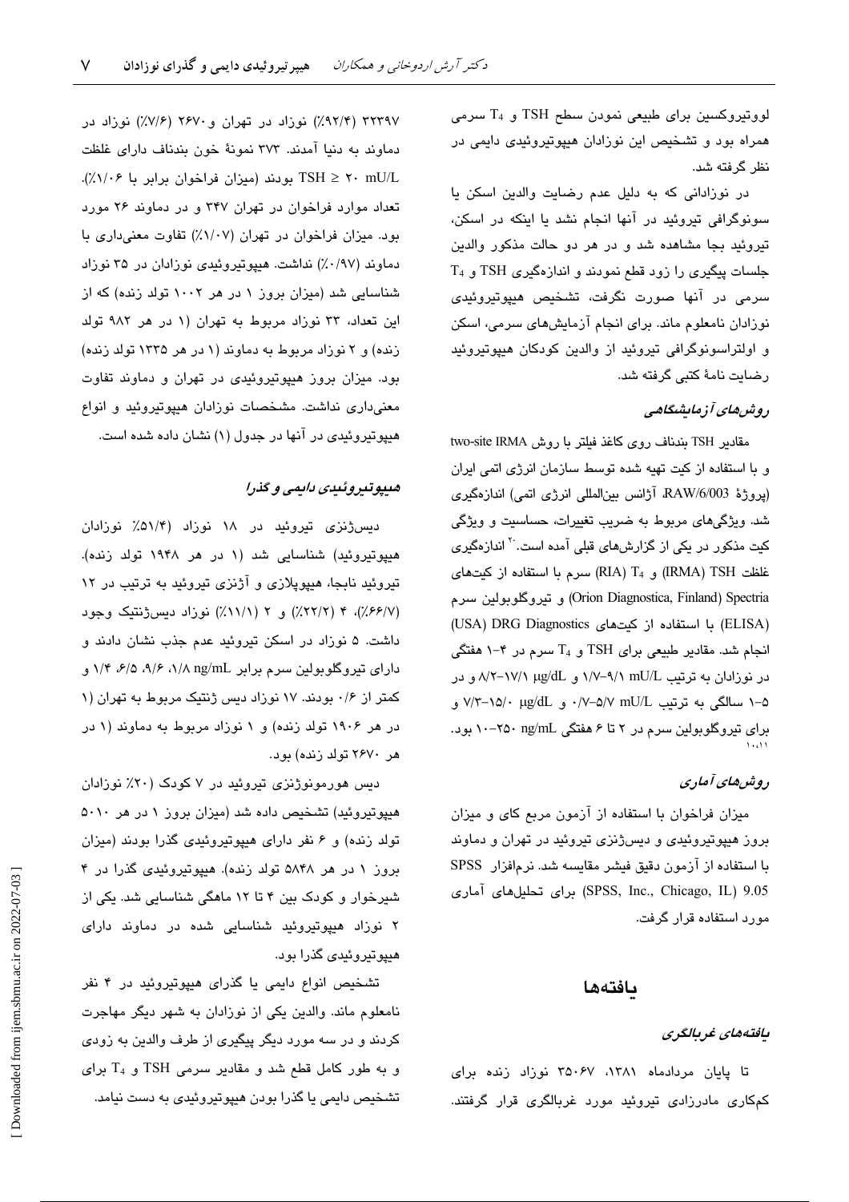لووتیروکسین برای طبیعی نمودن سطح TSH و $T_4$ سرمی همراه بود و تشخیص این نوزادان هیپوتیروئیدی دایمی در نظر گرفته شد.

در نوزادانی که به دلیل عدم رضایت والدین اسکن یا سونوگرافی تیروئید در آنها انجام نشد یا اینکه در اسکن، تیروئید بجا مشاهده شد و در هر دو حالت مذکور والدین جلسات پیگیری را زود قطع نمودند و اندازه‌گیری TSH و $T_4$ سرمی در آنها صورت نگرفت، تشخیص هیپوتیروئیدی نوزادان نامعلوم ماند. برای انجام آزمایش‌های سرمی، اسکن و اولتراسونوگرافی تیروئید از والدین کودکان هیپوتیروئید رضایت نامهٔ کتبی گرفته شد.

### روش‌های آزمایشگاهی

مقادیر TSH بندناف روی کاغذ فیلتر با روش two-site IRMA و با استفاده از کیت تهیه شده توسط سازمان انرژی اتمی ایران (پروژهٔ RAW/6/003، آژانس بین‌المللی انرژی اتمی) اندازه‌گیری شد. ویژگی‌های مربوط به ضریب تغییرات، حساسیت و ویژگی کیت مذکور در یکی از گزارش‌های قبلی آمده است.[20] اندازه‌گیری غلظت TSH (IRMA) و $T_4$ (RIA) سرم با استفاده از کیت‌های Orion Diagnostica, Finland) Spectria) و تیروگلوبولین سرم (ELISA) با استفاده از کیت‌های USA) DRG Diagnostics) انجام شد. مقادیر طبیعی برای TSH و $T_4$ سرم در ۴-۱ هفتگی در نوزادان به ترتیب mU/L ۹/۱-۱/۷ و μg/dL ۱۷/۱-۸/۲ و در ۵-۱ سالگی به ترتیب mU/L ۵/۷-۰/۷ و μg/dL ۱۵/۰-۷/۳ و برای تیروگلوبولین سرم در ۲ تا ۶ هفتگی ng/mL ۲۵۰-۱۰ بود.[10,11]

### روش‌های آماری

میزان فراخوان با استفاده از آزمون مربع کای و میزان بروز هیپوتیروئیدی و دیس‌ژنزی تیروئید در تهران و دماوند با استفاده از آزمون دقیق فیشر مقایسه شد. نرم‌افزار SPSS 9.05 (SPSS, Inc., Chicago, IL) برای تحلیل‌های آماری مورد استفاده قرار گرفت.

## یافته‌ها

### یافته‌های غربالگری

تا پایان مردادماه ۱۳۸۱، ۳۵۰۶۷ نوزاد زنده برای کم‌کاری مادرزادی تیروئید مورد غربالگری قرار گرفتند. ۳۲۳۹۷ (۹۲/۴٪) نوزاد در تهران و ۲۶۷۰ (۷/۶٪) نوزاد در دماوند به دنیا آمدند. ۳۷۳ نمونهٔ خون بندناف دارای غلظت TSH ≥ ۲۰ mU/L بودند (میزان فراخوان برابر با ۱/۰۶٪). تعداد موارد فراخوان در تهران ۳۴۷ و در دماوند ۲۶ مورد بود. میزان فراخوان در تهران (۱/۰۷٪) تفاوت معنی‌داری با دماوند (۰/۹۷٪) نداشت. هیپوتیروئیدی نوزادان در ۳۵ نوزاد شناسایی شد (میزان بروز ۱ در هر ۱۰۰۲ تولد زنده) که از این تعداد، ۳۳ نوزاد مربوط به تهران (۱ در هر ۹۸۲ تولد زنده) و ۲ نوزاد مربوط به دماوند (۱ در هر ۱۳۳۵ تولد زنده) بود. میزان بروز هیپوتیروئیدی در تهران و دماوند تفاوت معنی‌داری نداشت. مشخصات نوزادان هیپوتیروئید و انواع هیپوتیروئیدی در آنها در جدول (۱) نشان داده شده است.

### هیپوتیروئیدی دایمی و گذرا

دیس‌ژنزی تیروئید در ۱۸ نوزاد (۵۱/۴٪ نوزادان هیپوتیروئید) شناسایی شد (۱ در هر ۱۹۴۸ تولد زنده). تیروئید نابجا، هیپوپلازی و آژنزی تیروئید به ترتیب در ۱۲ (۶۶/۷٪)، ۴ (۲۲/۲٪) و ۲ (۱۱/۱٪) نوزاد دیس‌ژنتیک وجود داشت. ۵ نوزاد در اسکن تیروئید عدم جذب نشان دادند و دارای تیروگلوبولین سرم برابر ng/mL ۱/۸، ۹/۶، ۶/۵، ۱/۴ و کمتر از ۰/۶ بودند. ۱۷ نوزاد دیس ژنتیک مربوط به تهران (۱ در هر ۱۹۰۶ تولد زنده) و ۱ نوزاد مربوط به دماوند (۱ در هر ۲۶۷۰ تولد زنده) بود.

دیس هورمونوژنزی تیروئید در ۷ کودک (۲۰٪ نوزادان هیپوتیروئید) تشخیص داده شد (میزان بروز ۱ در هر ۵۰۱۰ تولد زنده) و ۶ نفر دارای هیپوتیروئیدی گذرا بودند (میزان بروز ۱ در هر ۵۸۴۸ تولد زنده). هیپوتیروئیدی گذرا در ۴ شیرخوار و کودک بین ۴ تا ۱۲ ماهگی شناسایی شد. یکی از ۲ نوزاد هیپوتیروئید شناسایی شده در دماوند دارای هیپوتیروئیدی گذرا بود.

تشخیص انواع دایمی یا گذرای هیپوتیروئید در ۴ نفر نامعلوم ماند. والدین یکی از نوزادان به شهر دیگر مهاجرت کردند و در سه مورد دیگر پیگیری از طرف والدین به زودی و به طور کامل قطع شد و مقادیر سرمی TSH و $T_4$ برای تشخیص دایمی یا گذرا بودن هیپوتیروئیدی به دست نیامد.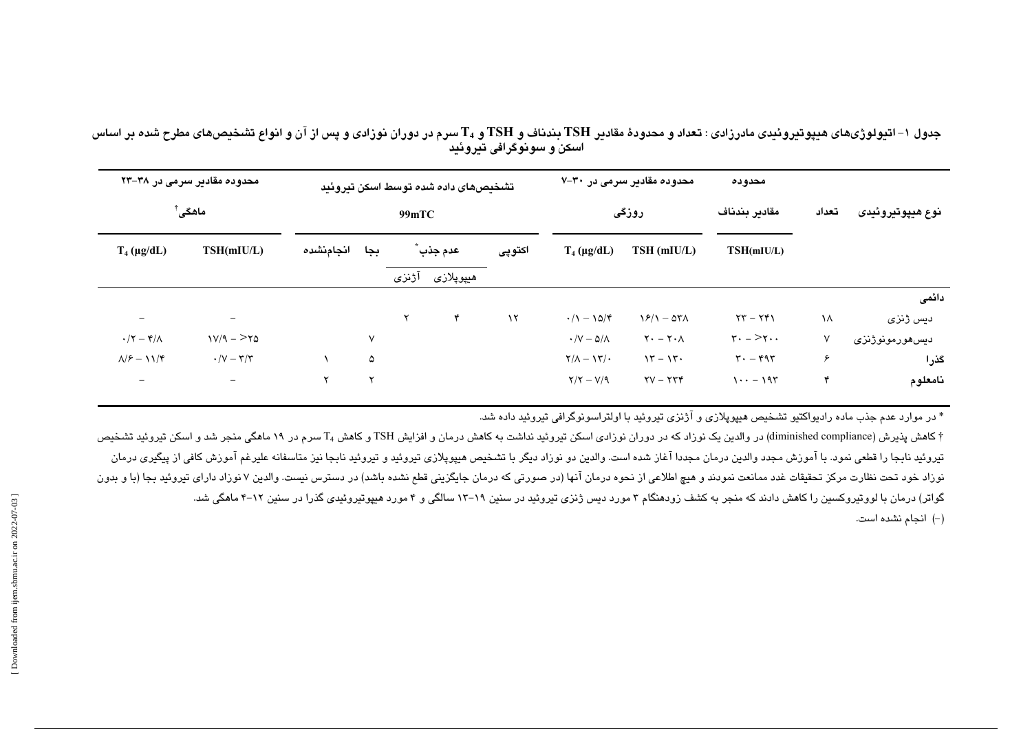جدول ۱- اتیولوژی‌های هیپوتیروئیدی مادرزادی: تعداد و محدودهٔ مقادیر TSH بندناف و TSH و $T_4$ سرم در دوران نوزادی و پس از آن و انواع تشخیص‌های مطرح شده بر اساس اسکن و سونوگرافی تیروئید

| نوع هیپوتیروئیدی | تعداد | محدوده مقادیر بندناف TSH(mIU/L) | محدوده مقادیر سرمی در ۳۰-۷ روزگی TSH (mIU/L) | محدوده مقادیر سرمی در ۳۰-۷ روزگی $T_4$ (μg/dL) | تشخیص‌های داده شده توسط اسکن تیروئید 99mTC: اکتوپی | عدم جذب* هیپوپلازی | عدم جذب* آژنزی | بجا | انجام‌نشده | محدوده مقادیر سرمی در ۳۸-۲۳ ماهگی† TSH(mIU/L) | محدوده مقادیر سرمی در ۳۸-۲۳ ماهگی† $T_4$ (μg/dL) |
|---|---|---|---|---|---|---|---|---|---|---|---|
| **دائمی** | | | | | | | | | | | |
| دیس ژنزی | ۱۸ | ۲۴۱ - ۲۳ | ۵۳۸ - ۱۶/۱ | ۱۵/۴ - ۰/۱ | ۱۲ | ۴ | ۲ | | | - | - |
| دیس‌هورمونوژنزی | ۷ | >۲۰۰ - ۳۰ | ۲۰۸ - ۲۰ | ۵/۸ - ۰/۷ | | | | ۷ | | >۲۵ - ۱۷/۹ | ۴/۸ - ۰/۲ |
| **گذرا** | ۶ | ۴۹۳ - ۳۰ | ۱۳۰ - ۱۳ | ۱۳/۰ - ۲/۸ | | | | ۵ | ۱ | ۳/۳ - ۰/۷ | ۱۱/۴ - ۸/۶ |
| **نامعلوم** | ۴ | ۱۹۳ - ۱۰۰ | ۲۳۴ - ۲۷ | ۷/۹ - ۲/۲ | | | | ۲ | ۲ | - | - |

* در موارد عدم جذب ماده رادیواکتیو تشخیص هیپوپلازی و آژنزی تیروئید با اولتراسونوگرافی تیروئید داده شد.

† کاهش پذیرش (diminished compliance) در والدین یک نوزاد که در دوران نوزادی اسکن تیروئید نداشت به کاهش درمان و افزایش TSH و کاهش $T_4$ سرم در ۱۹ ماهگی منجر شد و اسکن تیروئید تشخیص تیروئید نابجا را قطعی نمود. با آموزش مجدد والدین درمان مجددا آغاز شده است. والدین دو نوزاد دیگر با تشخیص هیپوپلازی تیروئید و تیروئید نابجا نیز متاسفانه علیرغم آموزش کافی از پیگیری درمان نوزاد خود تحت نظارت مرکز تحقیقات غدد ممانعت نمودند و هیچ اطلاعی از نحوه درمان آنها (در صورتی که درمان جایگزینی قطع نشده باشد) در دسترس نیست. والدین ۷ نوزاد دارای تیروئید بجا (با و بدون گواتر) درمان با لووتیروکسین را کاهش دادند که منجر به کشف زودهنگام ۳ مورد دیس ژنزی تیروئید در سنین ۱۹-۱۳ سالگی و ۴ مورد هیپوتیروئیدی گذرا در سنین ۱۲-۴ ماهگی شد.

(-) انجام نشده است.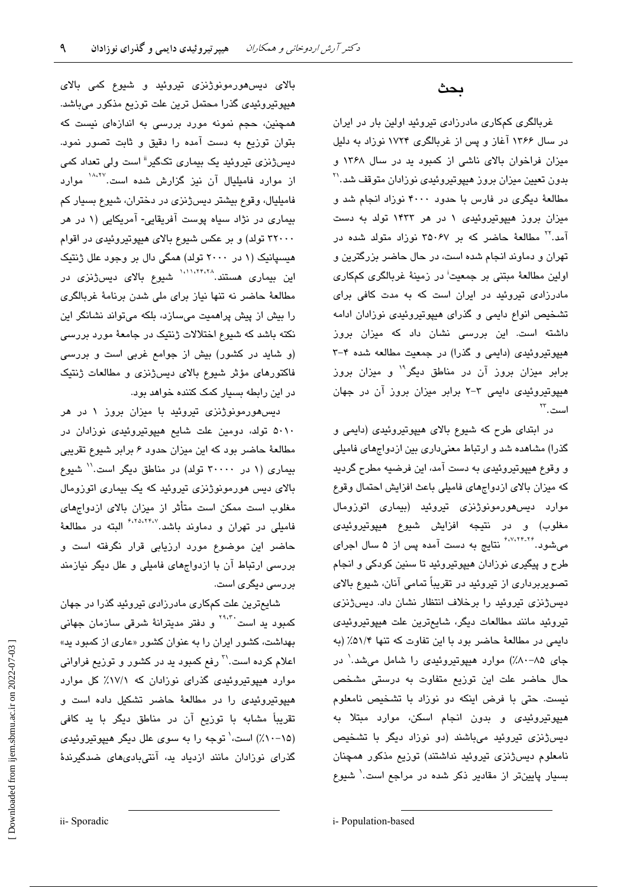## بحث

غربالگری کم‌کاری مادرزادی تیروئید اولین بار در ایران در سال ۱۳۶۶ آغاز و پس از غربالگری ۱۷۲۴ نوزاد به دلیل میزان فراخوان بالای ناشی از کمبود ید در سال ۱۳۶۸ و بدون تعیین میزان بروز هیپوتیروئیدی نوزادان متوقف شد.[۲۱] مطالعهٔ دیگری در فارس با حدود ۴۰۰۰ نوزاد انجام شد و میزان بروز هیپوتیروئیدی ۱ در هر ۱۴۳۳ تولد به دست آمد.[۲۲] مطالعهٔ حاضر که بر ۳۵۰۶۷ نوزاد متولد شده در تهران و دماوند انجام شده است، در حال حاضر بزرگترین و اولین مطالعهٔ مبتنی بر جمعیت[i] در زمینهٔ غربالگری کم‌کاری مادرزادی تیروئید در ایران است که به مدت کافی برای تشخیص انواع دایمی و گذرای هیپوتیروئیدی نوزادان ادامه داشته است. این بررسی نشان داد که میزان بروز هیپوتیروئیدی (دایمی و گذرا) در جمعیت مطالعه شده ۴-۳ برابر میزان بروز آن در مناطق دیگر[۱۹] و میزان بروز هیپوتیروئیدی دایمی ۳-۲ برابر میزان بروز آن در جهان است.[۲۳]

در ابتدای طرح که شیوع بالای هیپوتیروئیدی (دایمی و گذرا) مشاهده شد و ارتباط معنی‌داری بین ازدواج‌های فامیلی و وقوع هیپوتیروئیدی به دست آمد، این فرضیه مطرح گردید که میزان بالای ازدواج‌های فامیلی باعث افزایش احتمال وقوع موارد دیس‌هورمونوژنزی تیروئید (بیماری اتوزومال مغلوب) و در نتیجه افزایش شیوع هیپوتیروئیدی می‌شود.[۶،۷،۲۴-۲۶] نتایج به دست آمده پس از ۵ سال اجرای طرح و پیگیری نوزادان هیپوتیروئید تا سنین کودکی و انجام تصویربرداری از تیروئید در تقریباً تمامی آنان، شیوع بالای دیس‌ژنزی تیروئید را برخلاف انتظار نشان داد. دیس‌ژنزی تیروئید مانند مطالعات دیگر، شایع‌ترین علت هیپوتیروئیدی دایمی در مطالعهٔ حاضر بود با این تفاوت که تنها ۵۱/۴٪ (به جای ۸۵-۸۰٪) موارد هیپوتیروئیدی را شامل می‌شد.[۱] در حال حاضر علت این توزیع متفاوت به درستی مشخص نیست. حتی با فرض اینکه دو نوزاد با تشخیص نامعلوم هیپوتیروئیدی و بدون انجام اسکن، موارد مبتلا به دیس‌ژنزی تیروئید می‌باشند (دو نوزاد دیگر با تشخیص نامعلوم دیس‌ژنزی تیروئید نداشتند) توزیع مذکور همچنان بسیار پایین‌تر از مقادیر ذکر شده در مراجع است.[۱] شیوع بالای دیس‌هورمونوژنزی تیروئید و شیوع کمی بالای هیپوتیروئیدی گذرا محتمل ترین علت توزیع مذکور می‌باشد. همچنین، حجم نمونه مورد بررسی به اندازه‌ای نیست که بتوان توزیع به دست آمده را دقیق و ثابت تصور نمود. دیس‌ژنزی تیروئید یک بیماری تک‌گیر[ii] است ولی تعداد کمی از موارد فامیلیال آن نیز گزارش شده است.[۱۸،۲۷] موارد فامیلیال، وقوع بیشتر دیس‌ژنزی در دختران، شیوع بسیار کم بیماری در نژاد سیاه پوست آفریقایی- آمریکایی (۱ در هر ۳۲۰۰۰ تولد) و بر عکس شیوع بالای هیپوتیروئیدی در اقوام هیسپانیک (۱ در ۲۰۰۰ تولد) همگی دال بر وجود علل ژنتیک این بیماری هستند.[۱،۱۱،۲۴،۲۸] شیوع بالای دیس‌ژنزی در مطالعهٔ حاضر نه تنها نیاز برای ملی شدن برنامهٔ غربالگری را بیش از پیش پراهمیت می‌سازد، بلکه می‌تواند نشانگر این نکته باشد که شیوع اختلالات ژنتیک در جامعهٔ مورد بررسی (و شاید در کشور) بیش از جوامع غربی است و بررسی فاکتورهای مؤثر شیوع بالای دیس‌ژنزی و مطالعات ژنتیک در این رابطه بسیار کمک کننده خواهد بود.

دیس‌هورمونوژنزی تیروئید با میزان بروز ۱ در هر ۵۰۱۰ تولد، دومین علت شایع هیپوتیروئیدی نوزادان در مطالعهٔ حاضر بود که این میزان حدود ۶ برابر شیوع تقریبی بیماری (۱ در ۳۰۰۰۰ تولد) در مناطق دیگر است.[۱۱] شیوع بالای دیس هورمونوژنزی تیروئید که یک بیماری اتوزومال مغلوب است ممکن است متأثر از میزان بالای ازدواج‌های فامیلی در تهران و دماوند باشد.[۶،۲۵،۲۴،۷] البته در مطالعهٔ حاضر این موضوع مورد ارزیابی قرار نگرفته است و بررسی ارتباط آن با ازدواج‌های فامیلی و علل دیگر نیازمند بررسی دیگری است.

شایع‌ترین علت کم‌کاری مادرزادی تیروئید گذرا در جهان کمبود ید است[۲۹،۳۰] و دفتر مدیترانهٔ شرقی سازمان جهانی بهداشت، کشور ایران را به عنوان کشور «عاری از کمبود ید» اعلام کرده است.[۳۱] رفع کمبود ید در کشور و توزیع فراوانی موارد هیپوتیروئیدی گذرای نوزادان که ۱۷/۱٪ کل موارد هیپوتیروئیدی را در مطالعهٔ حاضر تشکیل داده است و تقریباً مشابه با توزیع آن در مناطق دیگر با ید کافی (۱۵-۱۰٪) است،[۱] توجه را به سوی علل دیگر هیپوتیروئیدی گذرای نوزادان مانند ازدیاد ید، آنتی‌بادی‌های ضدگیرندهٔ

---

i- Population-based

ii- Sporadic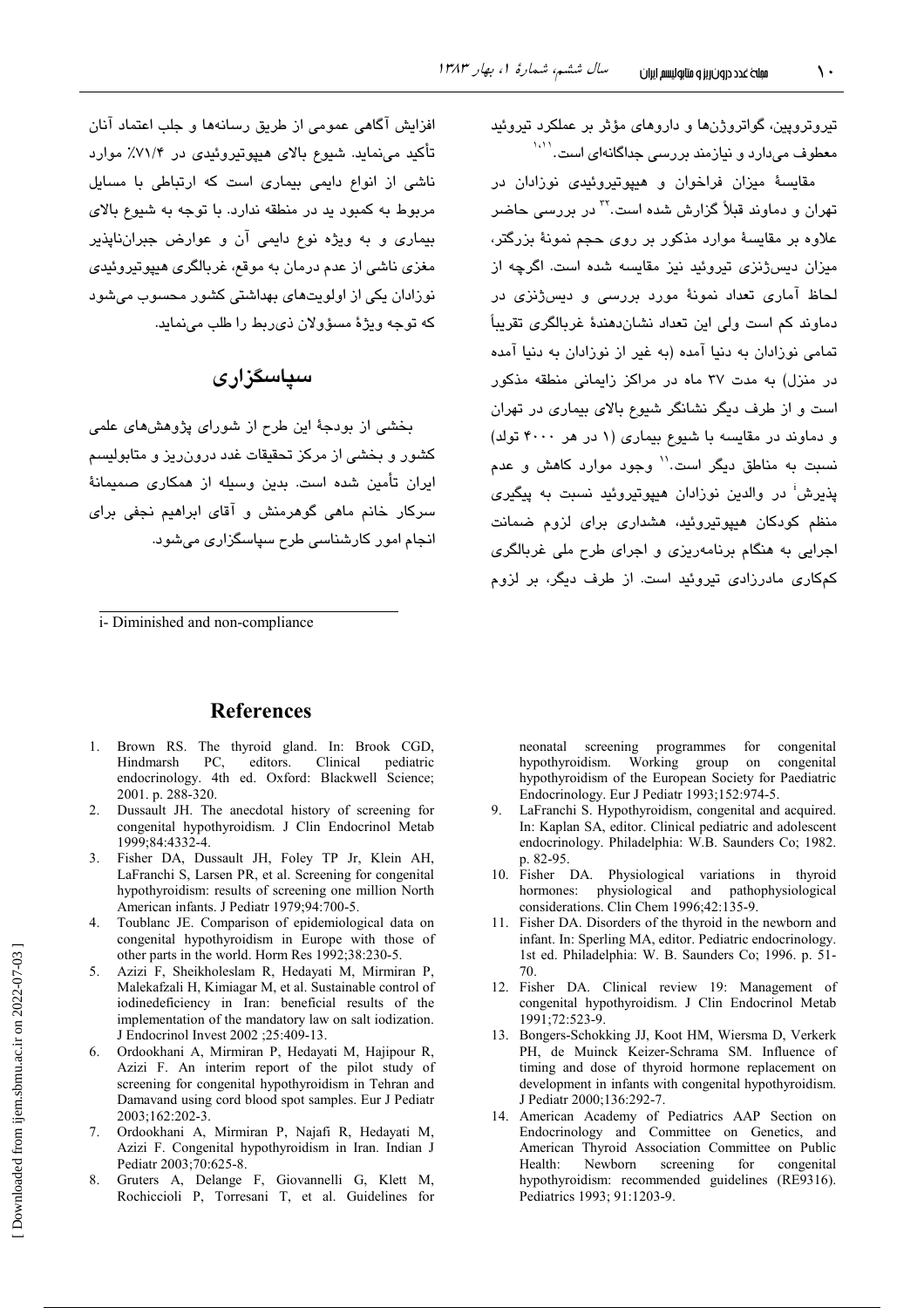تیروتروپین، گواتروژن‌ها و داروهای مؤثر بر عملکرد تیروئید معطوف می‌دارد و نیازمند بررسی جداگانه‌ای است.[۱۰،۱۱]

مقایسهٔ میزان فراخوان و هیپوتیروئیدی نوزادان در تهران و دماوند قبلاً گزارش شده است.[۲۲] در بررسی حاضر علاوه بر مقایسهٔ موارد مذکور بر روی حجم نمونهٔ بزرگتر، میزان دیس‌ژنزی تیروئید نیز مقایسه شده است. اگرچه از لحاظ آماری تعداد نمونهٔ مورد بررسی و دیس‌ژنزی در دماوند کم است ولی این تعداد نشان‌دهندهٔ غربالگری تقریباً تمامی نوزادان به دنیا آمده (به غیر از نوزادان به دنیا آمده در منزل) به مدت ۳۷ ماه در مراکز زایمانی منطقه مذکور است و از طرف دیگر نشانگر شیوع بالای بیماری در تهران و دماوند در مقایسه با شیوع بیماری (۱ در هر ۴۰۰۰ تولد) نسبت به مناطق دیگر است.[۱۱] وجود موارد کاهش و عدم پذیرش[i] در والدین نوزادان هیپوتیروئید نسبت به پیگیری منظم کودکان هیپوتیروئید، هشداری برای لزوم ضمانت اجرایی به هنگام برنامه‌ریزی و اجرای طرح ملی غربالگری کم‌کاری مادرزادی تیروئید است. از طرف دیگر، بر لزوم افزایش آگاهی عمومی از طریق رسانه‌ها و جلب اعتماد آنان تأکید می‌نماید. شیوع بالای هیپوتیروئیدی در ۷۱/۴٪ موارد ناشی از انواع دایمی بیماری است که ارتباطی با مسایل مربوط به کمبود ید در منطقه ندارد. با توجه به شیوع بالای بیماری و به ویژه نوع دایمی آن و عوارض جبران‌ناپذیر مغزی ناشی از عدم درمان به موقع، غربالگری هیپوتیروئیدی نوزادان یکی از اولویت‌های بهداشتی کشور محسوب می‌شود که توجه ویژهٔ مسؤولان ذی‌ربط را طلب می‌نماید.

## سپاسگزاری

بخشی از بودجهٔ این طرح از شورای پژوهش‌های علمی کشور و بخشی از مرکز تحقیقات غدد درون‌ریز و متابولیسم ایران تأمین شده است. بدین وسیله از همکاری صمیمانهٔ سرکار خانم ماهی گوهرمنش و آقای ابراهیم نجفی برای انجام امور کارشناسی طرح سپاسگزاری می‌شود.

i- Diminished and non-compliance

## References

1. Brown RS. The thyroid gland. In: Brook CGD, Hindmarsh PC, editors. Clinical pediatric endocrinology. 4th ed. Oxford: Blackwell Science; 2001. p. 288-320.
2. Dussault JH. The anecdotal history of screening for congenital hypothyroidism. J Clin Endocrinol Metab 1999;84:4332-4.
3. Fisher DA, Dussault JH, Foley TP Jr, Klein AH, LaFranchi S, Larsen PR, et al. Screening for congenital hypothyroidism: results of screening one million North American infants. J Pediatr 1979;94:700-5.
4. Toublanc JE. Comparison of epidemiological data on congenital hypothyroidism in Europe with those of other parts in the world. Horm Res 1992;38:230-5.
5. Azizi F, Sheikholeslam R, Hedayati M, Mirmiran P, Malekafzali H, Kimiagar M, et al. Sustainable control of iodinedeficiency in Iran: beneficial results of the implementation of the mandatory law on salt iodization. J Endocrinol Invest 2002 ;25:409-13.
6. Ordookhani A, Mirmiran P, Hedayati M, Hajipour R, Azizi F. An interim report of the pilot study of screening for congenital hypothyroidism in Tehran and Damavand using cord blood spot samples. Eur J Pediatr 2003;162:202-3.
7. Ordookhani A, Mirmiran P, Najafi R, Hedayati M, Azizi F. Congenital hypothyroidism in Iran. Indian J Pediatr 2003;70:625-8.
8. Gruters A, Delange F, Giovannelli G, Klett M, Rochiccioli P, Torresani T, et al. Guidelines for neonatal screening programmes for congenital hypothyroidism. Working group on congenital hypothyroidism of the European Society for Paediatric Endocrinology. Eur J Pediatr 1993;152:974-5.
9. LaFranchi S. Hypothyroidism, congenital and acquired. In: Kaplan SA, editor. Clinical pediatric and adolescent endocrinology. Philadelphia: W.B. Saunders Co; 1982. p. 82-95.
10. Fisher DA. Physiological variations in thyroid hormones: physiological and pathophysiological considerations. Clin Chem 1996;42:135-9.
11. Fisher DA. Disorders of the thyroid in the newborn and infant. In: Sperling MA, editor. Pediatric endocrinology. 1st ed. Philadelphia: W. B. Saunders Co; 1996. p. 51-70.
12. Fisher DA. Clinical review 19: Management of congenital hypothyroidism. J Clin Endocrinol Metab 1991;72:523-9.
13. Bongers-Schokking JJ, Koot HM, Wiersma D, Verkerk PH, de Muinck Keizer-Schrama SM. Influence of timing and dose of thyroid hormone replacement on development in infants with congenital hypothyroidism. J Pediatr 2000;136:292-7.
14. American Academy of Pediatrics AAP Section on Endocrinology and Committee on Genetics, and American Thyroid Association Committee on Public Health: Newborn screening for congenital hypothyroidism: recommended guidelines (RE9316). Pediatrics 1993; 91:1203-9.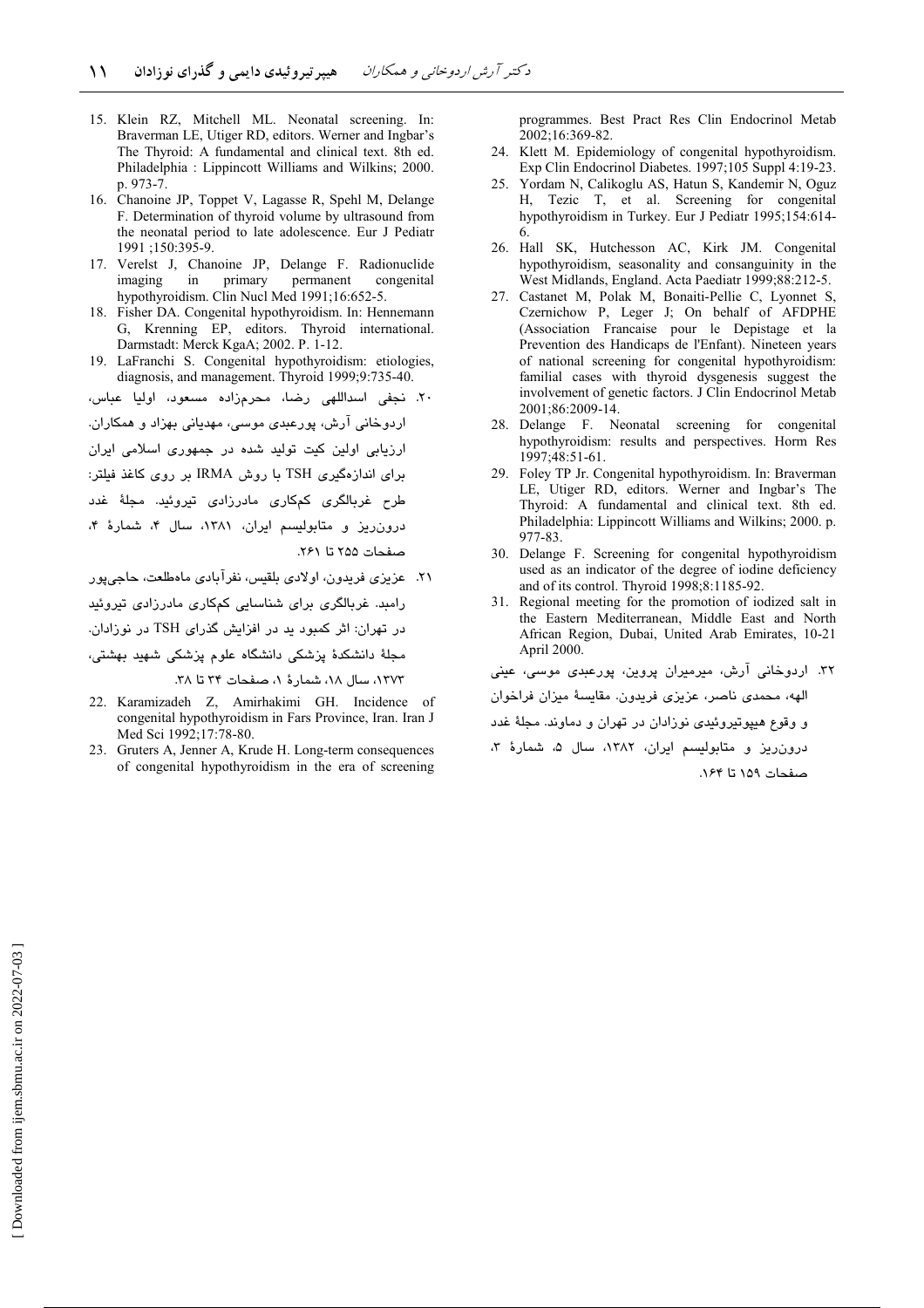15. Klein RZ, Mitchell ML. Neonatal screening. In: Braverman LE, Utiger RD, editors. Werner and Ingbar's The Thyroid: A fundamental and clinical text. 8th ed. Philadelphia : Lippincott Williams and Wilkins; 2000. p. 973-7.
16. Chanoine JP, Toppet V, Lagasse R, Spehl M, Delange F. Determination of thyroid volume by ultrasound from the neonatal period to late adolescence. Eur J Pediatr 1991 ;150:395-9.
17. Verelst J, Chanoine JP, Delange F. Radionuclide imaging in primary permanent congenital hypothyroidism. Clin Nucl Med 1991;16:652-5.
18. Fisher DA. Congenital hypothyroidism. In: Hennemann G, Krenning EP, editors. Thyroid international. Darmstadt: Merck KgaA; 2002. P. 1-12.
19. LaFranchi S. Congenital hypothyroidism: etiologies, diagnosis, and management. Thyroid 1999;9:735-40.
20. نجفی اسداللهی رضا، محرم‌زاده مسعود، اولیا عباس، اردوخانی آرش، پورعبدی موسی، مهدیانی بهزاد و همکاران. ارزیابی اولین کیت تولید شده در جمهوری اسلامی ایران برای اندازه‌گیری TSH با روش IRMA بر روی کاغذ فیلتر: طرح غربالگری کم‌کاری مادرزادی تیروئید. مجلهٔ غدد درون‌ریز و متابولیسم ایران، ۱۳۸۱، سال ۴، شمارهٔ ۴، صفحات ۲۵۵ تا ۲۶۱.
21. عزیزی فریدون، اولادی بلقیس، نفرآبادی ماه‌طلعت، حاجی‌پور رامبد. غربالگری برای شناسایی کم‌کاری مادرزادی تیروئید در تهران: اثر کمبود ید در افزایش گذرای TSH در نوزادان. مجلهٔ دانشکدهٔ پزشکی دانشگاه علوم پزشکی شهید بهشتی، ۱۳۷۳، سال ۱۸، شمارهٔ ۱، صفحات ۳۴ تا ۳۸.
22. Karamizadeh Z, Amirhakimi GH. Incidence of congenital hypothyroidism in Fars Province, Iran. Iran J Med Sci 1992;17:78-80.
23. Gruters A, Jenner A, Krude H. Long-term consequences of congenital hypothyroidism in the era of screening programmes. Best Pract Res Clin Endocrinol Metab 2002;16:369-82.
24. Klett M. Epidemiology of congenital hypothyroidism. Exp Clin Endocrinol Diabetes. 1997;105 Suppl 4:19-23.
25. Yordam N, Calikoglu AS, Hatun S, Kandemir N, Oguz H, Tezic T, et al. Screening for congenital hypothyroidism in Turkey. Eur J Pediatr 1995;154:614-6.
26. Hall SK, Hutchesson AC, Kirk JM. Congenital hypothyroidism, seasonality and consanguinity in the West Midlands, England. Acta Paediatr 1999;88:212-5.
27. Castanet M, Polak M, Bonaiti-Pellie C, Lyonnet S, Czernichow P, Leger J; On behalf of AFDPHE (Association Francaise pour le Depistage et la Prevention des Handicaps de l'Enfant). Nineteen years of national screening for congenital hypothyroidism: familial cases with thyroid dysgenesis suggest the involvement of genetic factors. J Clin Endocrinol Metab 2001;86:2009-14.
28. Delange F. Neonatal screening for congenital hypothyroidism: results and perspectives. Horm Res 1997;48:51-61.
29. Foley TP Jr. Congenital hypothyroidism. In: Braverman LE, Utiger RD, editors. Werner and Ingbar's The Thyroid: A fundamental and clinical text. 8th ed. Philadelphia: Lippincott Williams and Wilkins; 2000. p. 977-83.
30. Delange F. Screening for congenital hypothyroidism used as an indicator of the degree of iodine deficiency and of its control. Thyroid 1998;8:1185-92.
31. Regional meeting for the promotion of iodized salt in the Eastern Mediterranean, Middle East and North African Region, Dubai, United Arab Emirates, 10-21 April 2000.
32. اردوخانی آرش، میرمیران پروین، پورعبدی موسی، عینی الهه، محمدی ناصر، عزیزی فریدون. مقایسهٔ میزان فراخوان و وقوع هیپوتیروئیدی نوزادان در تهران و دماوند. مجلهٔ غدد درون‌ریز و متابولیسم ایران، ۱۳۸۲، سال ۵، شمارهٔ ۳، صفحات ۱۵۹ تا ۱۶۴.